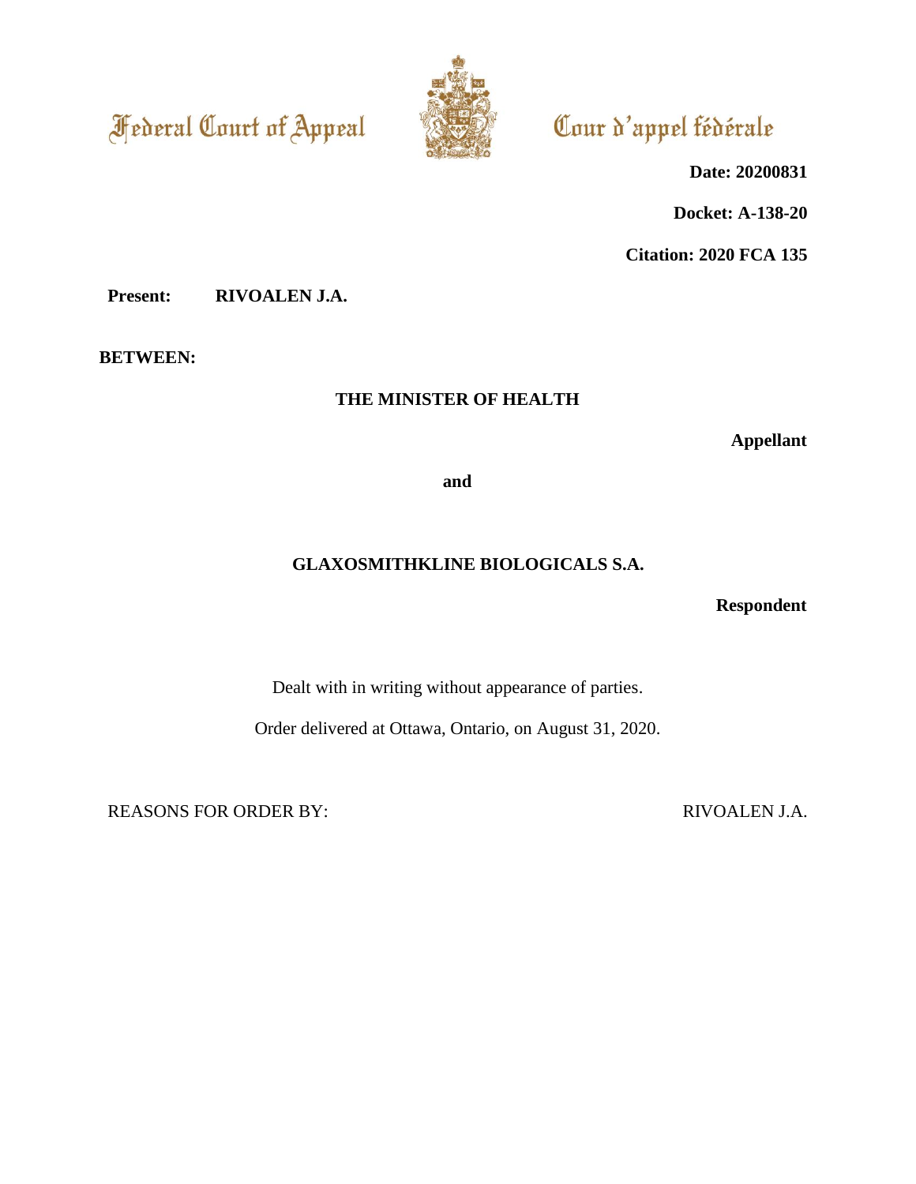Federal Court of Appeal

Cour d'appel fédérale

**Date: 20200831**

**Docket: A-138-20**

**Citation: 2020 FCA 135**

**Present: RIVOALEN J.A.**

**BETWEEN:**

**THE MINISTER OF HEALTH**

**Appellant**

**and**

**GLAXOSMITHKLINE BIOLOGICALS S.A.**

**Respondent**

Dealt with in writing without appearance of parties.

Order delivered at Ottawa, Ontario, on August 31, 2020.

REASONS FOR ORDER BY: RIVOALEN J.A.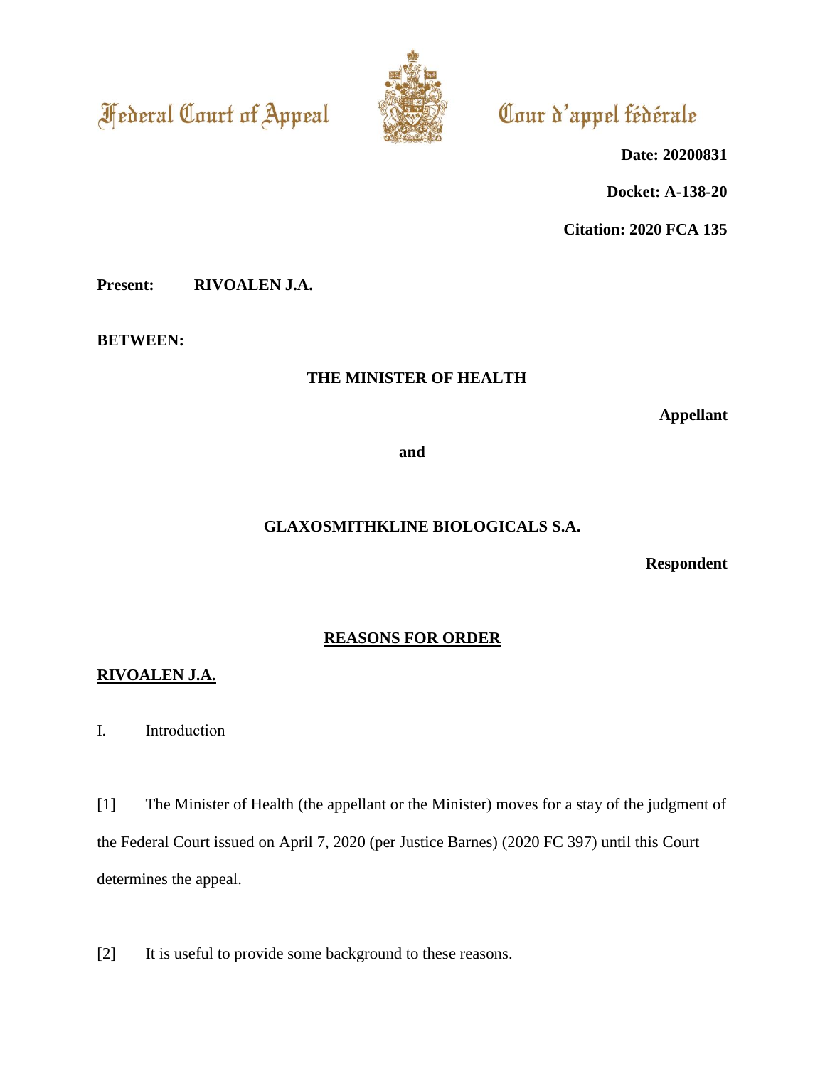Federal Court of Appeal

Cour d'appel fédérale

**Date: 20200831**

**Docket: A-138-20**

**Citation: 2020 FCA 135**

**Present:** **RIVOALEN J.A.**

**BETWEEN:**

**THE MINISTER OF HEALTH**

**Appellant**

**and**

**GLAXOSMITHKLINE BIOLOGICALS S.A.**

**Respondent**

## REASONS FOR ORDER

**RIVOALEN J.A.**

### I. Introduction

[1] The Minister of Health (the appellant or the Minister) moves for a stay of the judgment of the Federal Court issued on April 7, 2020 (per Justice Barnes) (2020 FC 397) until this Court determines the appeal.

[2] It is useful to provide some background to these reasons.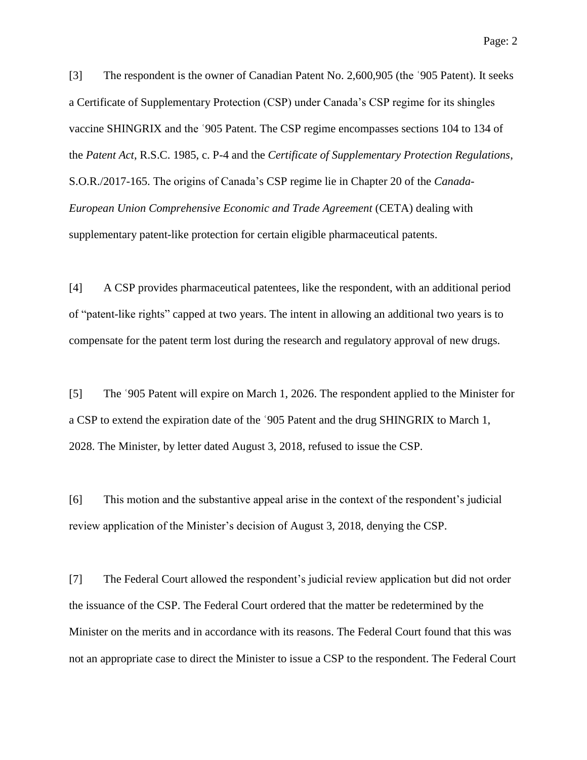[3] The respondent is the owner of Canadian Patent No. 2,600,905 (the ʽ905 Patent). It seeks a Certificate of Supplementary Protection (CSP) under Canada's CSP regime for its shingles vaccine SHINGRIX and the ʽ905 Patent. The CSP regime encompasses sections 104 to 134 of the *Patent Act*, R.S.C. 1985, c. P-4 and the *Certificate of Supplementary Protection Regulations*, S.O.R./2017-165. The origins of Canada's CSP regime lie in Chapter 20 of the *Canada-European Union Comprehensive Economic and Trade Agreement* (CETA) dealing with supplementary patent-like protection for certain eligible pharmaceutical patents.

[4] A CSP provides pharmaceutical patentees, like the respondent, with an additional period of "patent-like rights" capped at two years. The intent in allowing an additional two years is to compensate for the patent term lost during the research and regulatory approval of new drugs.

[5] The ʽ905 Patent will expire on March 1, 2026. The respondent applied to the Minister for a CSP to extend the expiration date of the ʽ905 Patent and the drug SHINGRIX to March 1, 2028. The Minister, by letter dated August 3, 2018, refused to issue the CSP.

[6] This motion and the substantive appeal arise in the context of the respondent's judicial review application of the Minister's decision of August 3, 2018, denying the CSP.

[7] The Federal Court allowed the respondent's judicial review application but did not order the issuance of the CSP. The Federal Court ordered that the matter be redetermined by the Minister on the merits and in accordance with its reasons. The Federal Court found that this was not an appropriate case to direct the Minister to issue a CSP to the respondent. The Federal Court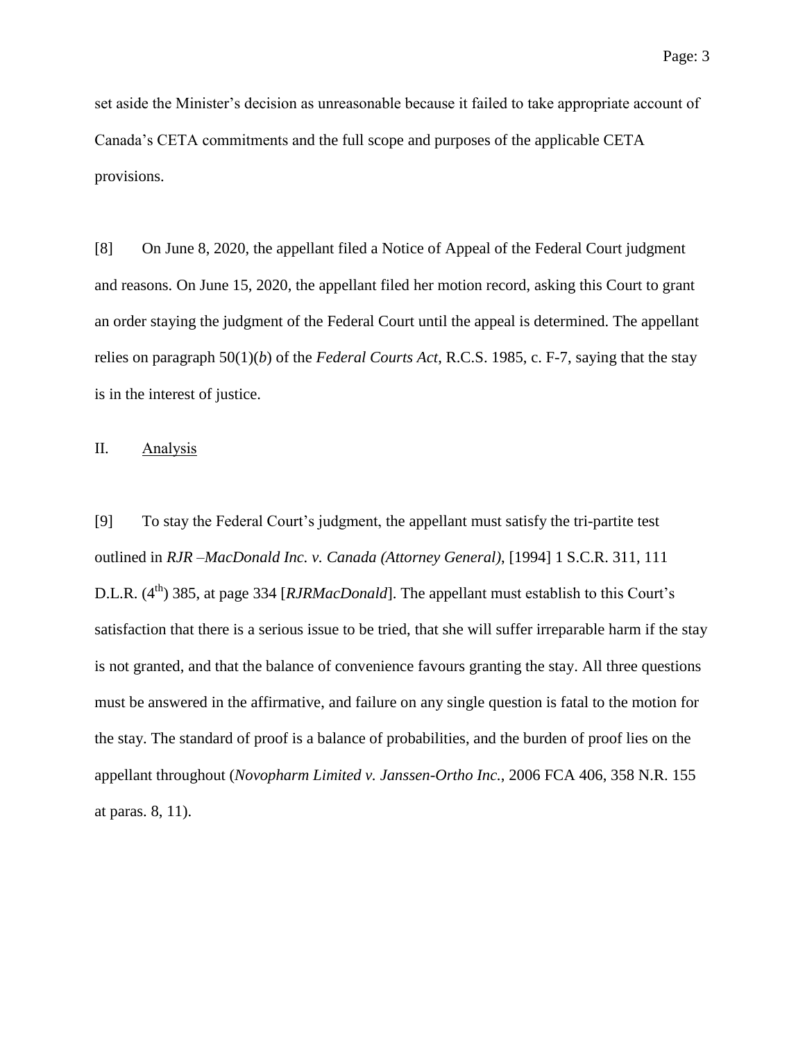set aside the Minister's decision as unreasonable because it failed to take appropriate account of Canada's CETA commitments and the full scope and purposes of the applicable CETA provisions.

[8] On June 8, 2020, the appellant filed a Notice of Appeal of the Federal Court judgment and reasons. On June 15, 2020, the appellant filed her motion record, asking this Court to grant an order staying the judgment of the Federal Court until the appeal is determined. The appellant relies on paragraph 50(1)(*b*) of the *Federal Courts Act*, R.C.S. 1985, c. F-7, saying that the stay is in the interest of justice.

## II. Analysis

[9] To stay the Federal Court's judgment, the appellant must satisfy the tri-partite test outlined in *RJR –MacDonald Inc. v. Canada (Attorney General)*, [1994] 1 S.C.R. 311, 111 D.L.R. (4th) 385, at page 334 [*RJRMacDonald*]. The appellant must establish to this Court's satisfaction that there is a serious issue to be tried, that she will suffer irreparable harm if the stay is not granted, and that the balance of convenience favours granting the stay. All three questions must be answered in the affirmative, and failure on any single question is fatal to the motion for the stay. The standard of proof is a balance of probabilities, and the burden of proof lies on the appellant throughout (*Novopharm Limited v. Janssen-Ortho Inc.*, 2006 FCA 406, 358 N.R. 155 at paras. 8, 11).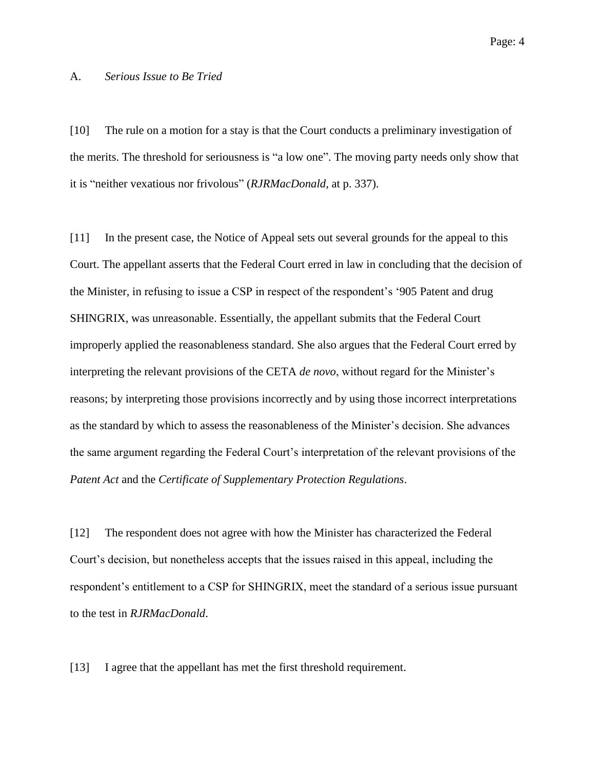### A. *Serious Issue to Be Tried*

[10] The rule on a motion for a stay is that the Court conducts a preliminary investigation of the merits. The threshold for seriousness is "a low one". The moving party needs only show that it is "neither vexatious nor frivolous" (*RJRMacDonald*, at p. 337).

[11] In the present case, the Notice of Appeal sets out several grounds for the appeal to this Court. The appellant asserts that the Federal Court erred in law in concluding that the decision of the Minister, in refusing to issue a CSP in respect of the respondent's '905 Patent and drug SHINGRIX, was unreasonable. Essentially, the appellant submits that the Federal Court improperly applied the reasonableness standard. She also argues that the Federal Court erred by interpreting the relevant provisions of the CETA *de novo*, without regard for the Minister's reasons; by interpreting those provisions incorrectly and by using those incorrect interpretations as the standard by which to assess the reasonableness of the Minister's decision. She advances the same argument regarding the Federal Court's interpretation of the relevant provisions of the *Patent Act* and the *Certificate of Supplementary Protection Regulations*.

[12] The respondent does not agree with how the Minister has characterized the Federal Court's decision, but nonetheless accepts that the issues raised in this appeal, including the respondent's entitlement to a CSP for SHINGRIX, meet the standard of a serious issue pursuant to the test in *RJRMacDonald*.

[13] I agree that the appellant has met the first threshold requirement.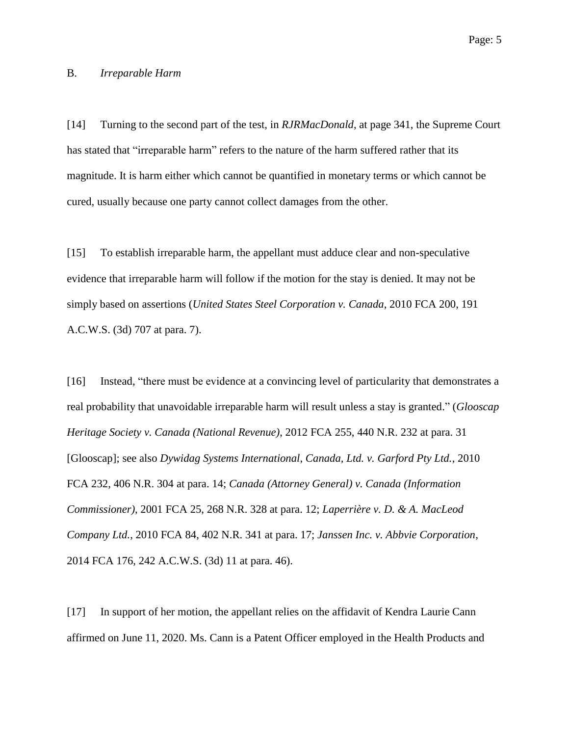B. *Irreparable Harm*

[14] Turning to the second part of the test, in *RJRMacDonald*, at page 341, the Supreme Court has stated that "irreparable harm" refers to the nature of the harm suffered rather that its magnitude. It is harm either which cannot be quantified in monetary terms or which cannot be cured, usually because one party cannot collect damages from the other.

[15] To establish irreparable harm, the appellant must adduce clear and non-speculative evidence that irreparable harm will follow if the motion for the stay is denied. It may not be simply based on assertions (*United States Steel Corporation v. Canada*, 2010 FCA 200, 191 A.C.W.S. (3d) 707 at para. 7).

[16] Instead, "there must be evidence at a convincing level of particularity that demonstrates a real probability that unavoidable irreparable harm will result unless a stay is granted." (*Glooscap Heritage Society v. Canada (National Revenue)*, 2012 FCA 255, 440 N.R. 232 at para. 31 [Glooscap]; see also *Dywidag Systems International, Canada, Ltd. v. Garford Pty Ltd.*, 2010 FCA 232, 406 N.R. 304 at para. 14; *Canada (Attorney General) v. Canada (Information Commissioner)*, 2001 FCA 25, 268 N.R. 328 at para. 12; *Laperrière v. D. & A. MacLeod Company Ltd.*, 2010 FCA 84, 402 N.R. 341 at para. 17; *Janssen Inc. v. Abbvie Corporation*, 2014 FCA 176, 242 A.C.W.S. (3d) 11 at para. 46).

[17] In support of her motion, the appellant relies on the affidavit of Kendra Laurie Cann affirmed on June 11, 2020. Ms. Cann is a Patent Officer employed in the Health Products and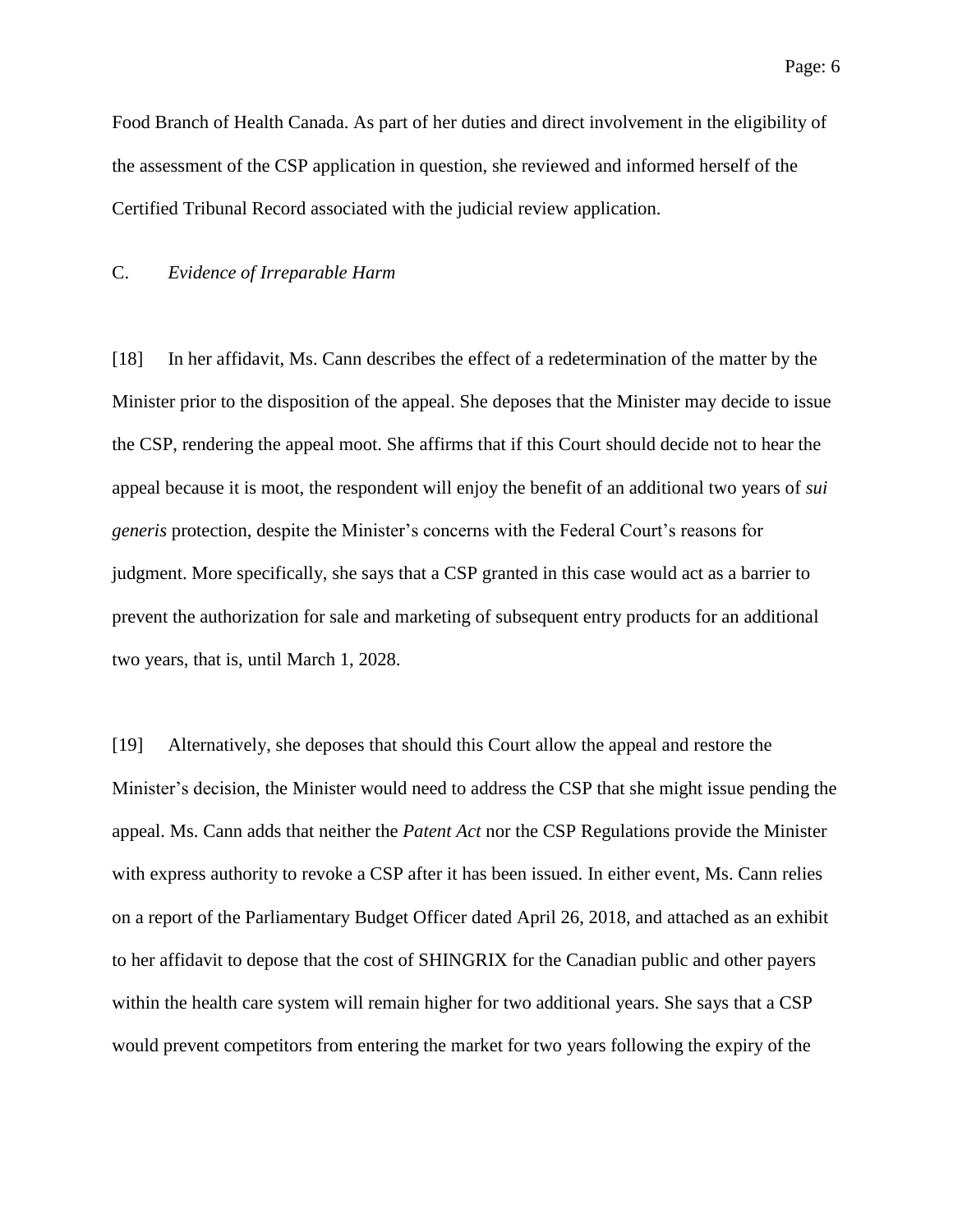Food Branch of Health Canada. As part of her duties and direct involvement in the eligibility of the assessment of the CSP application in question, she reviewed and informed herself of the Certified Tribunal Record associated with the judicial review application.

C. *Evidence of Irreparable Harm*

[18] In her affidavit, Ms. Cann describes the effect of a redetermination of the matter by the Minister prior to the disposition of the appeal. She deposes that the Minister may decide to issue the CSP, rendering the appeal moot. She affirms that if this Court should decide not to hear the appeal because it is moot, the respondent will enjoy the benefit of an additional two years of *sui generis* protection, despite the Minister's concerns with the Federal Court's reasons for judgment. More specifically, she says that a CSP granted in this case would act as a barrier to prevent the authorization for sale and marketing of subsequent entry products for an additional two years, that is, until March 1, 2028.

[19] Alternatively, she deposes that should this Court allow the appeal and restore the Minister's decision, the Minister would need to address the CSP that she might issue pending the appeal. Ms. Cann adds that neither the *Patent Act* nor the CSP Regulations provide the Minister with express authority to revoke a CSP after it has been issued. In either event, Ms. Cann relies on a report of the Parliamentary Budget Officer dated April 26, 2018, and attached as an exhibit to her affidavit to depose that the cost of SHINGRIX for the Canadian public and other payers within the health care system will remain higher for two additional years. She says that a CSP would prevent competitors from entering the market for two years following the expiry of the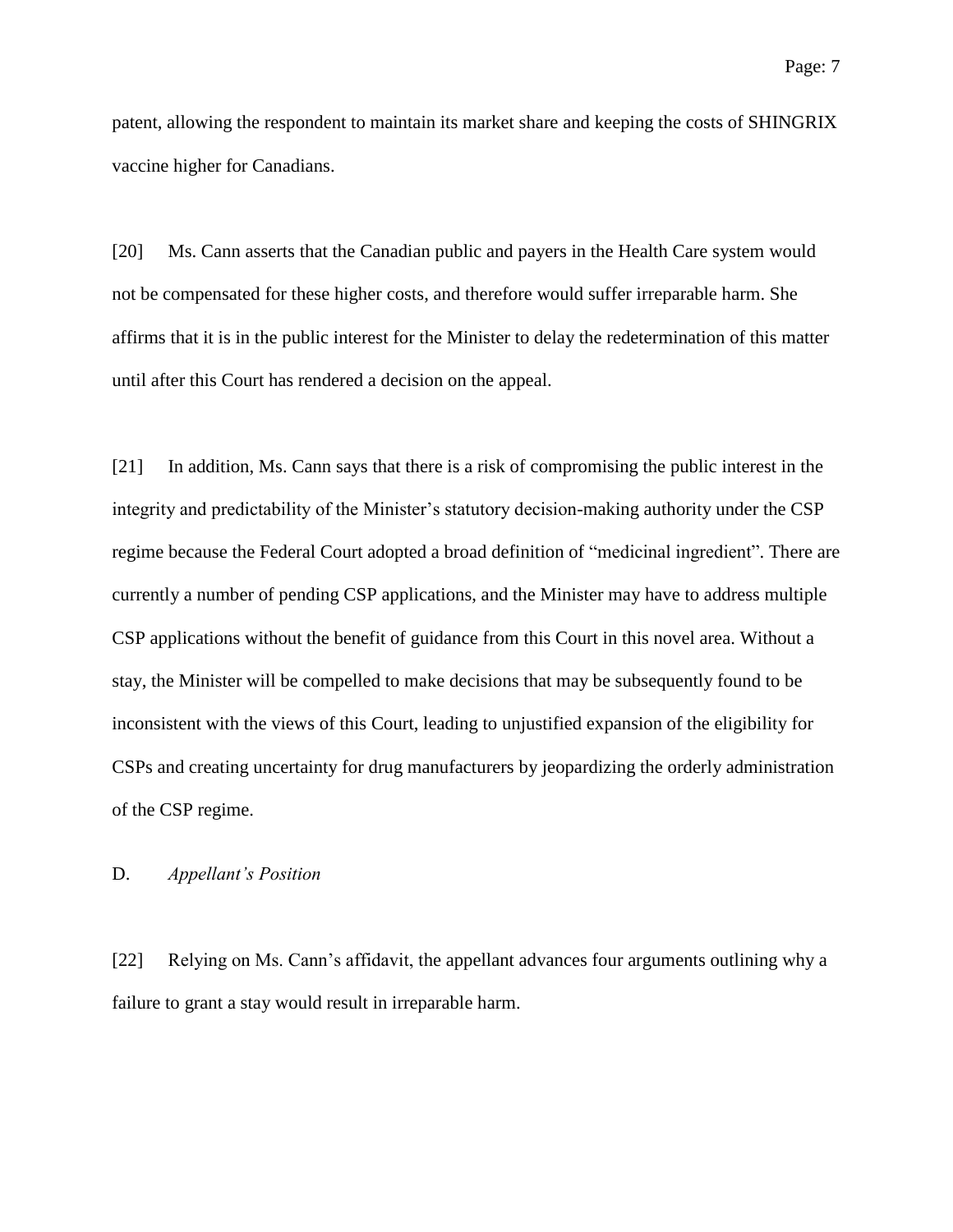patent, allowing the respondent to maintain its market share and keeping the costs of SHINGRIX vaccine higher for Canadians.

[20] Ms. Cann asserts that the Canadian public and payers in the Health Care system would not be compensated for these higher costs, and therefore would suffer irreparable harm. She affirms that it is in the public interest for the Minister to delay the redetermination of this matter until after this Court has rendered a decision on the appeal.

[21] In addition, Ms. Cann says that there is a risk of compromising the public interest in the integrity and predictability of the Minister's statutory decision-making authority under the CSP regime because the Federal Court adopted a broad definition of "medicinal ingredient". There are currently a number of pending CSP applications, and the Minister may have to address multiple CSP applications without the benefit of guidance from this Court in this novel area. Without a stay, the Minister will be compelled to make decisions that may be subsequently found to be inconsistent with the views of this Court, leading to unjustified expansion of the eligibility for CSPs and creating uncertainty for drug manufacturers by jeopardizing the orderly administration of the CSP regime.

### D. *Appellant's Position*

[22] Relying on Ms. Cann's affidavit, the appellant advances four arguments outlining why a failure to grant a stay would result in irreparable harm.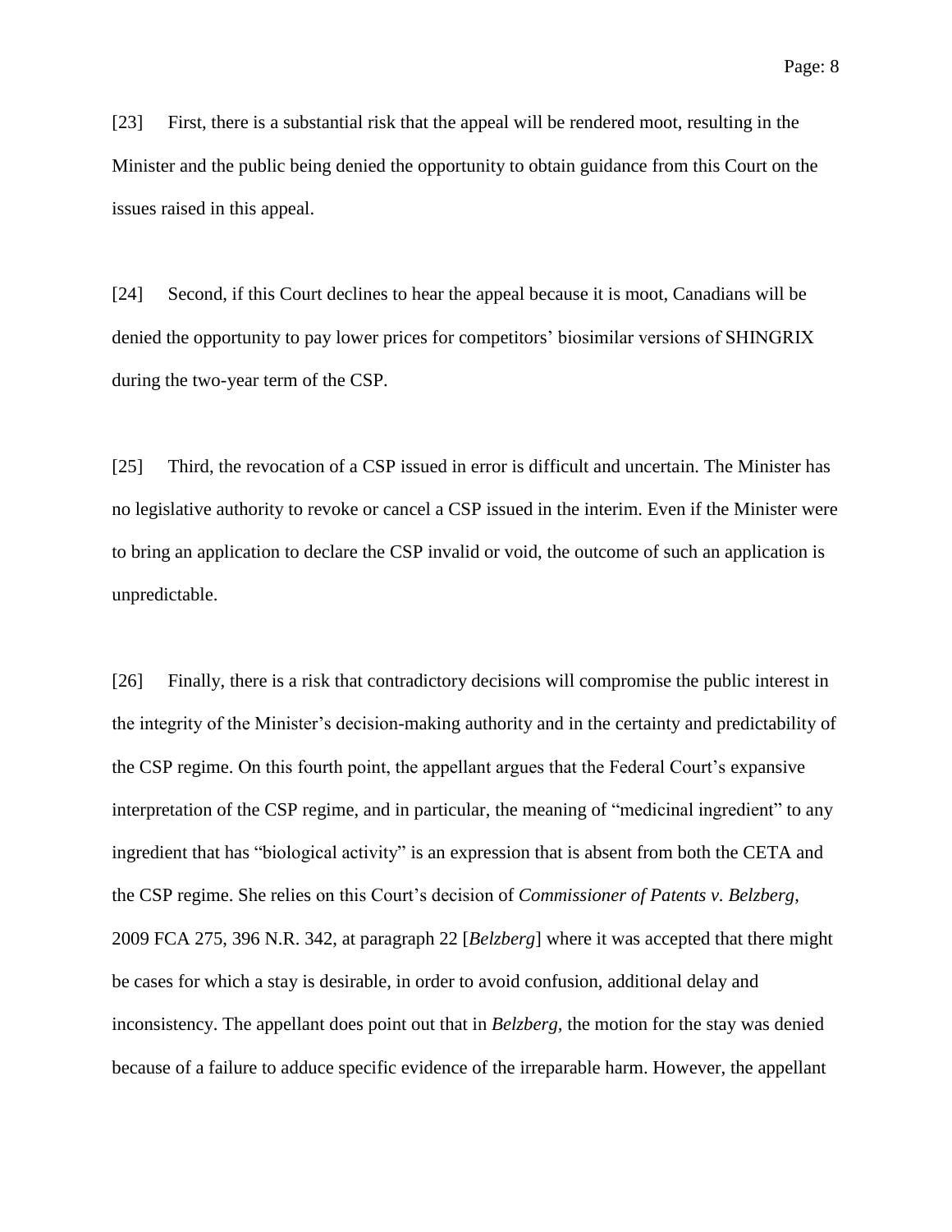[23] First, there is a substantial risk that the appeal will be rendered moot, resulting in the Minister and the public being denied the opportunity to obtain guidance from this Court on the issues raised in this appeal.

[24] Second, if this Court declines to hear the appeal because it is moot, Canadians will be denied the opportunity to pay lower prices for competitors' biosimilar versions of SHINGRIX during the two-year term of the CSP.

[25] Third, the revocation of a CSP issued in error is difficult and uncertain. The Minister has no legislative authority to revoke or cancel a CSP issued in the interim. Even if the Minister were to bring an application to declare the CSP invalid or void, the outcome of such an application is unpredictable.

[26] Finally, there is a risk that contradictory decisions will compromise the public interest in the integrity of the Minister's decision-making authority and in the certainty and predictability of the CSP regime. On this fourth point, the appellant argues that the Federal Court's expansive interpretation of the CSP regime, and in particular, the meaning of "medicinal ingredient" to any ingredient that has "biological activity" is an expression that is absent from both the CETA and the CSP regime. She relies on this Court's decision of *Commissioner of Patents v. Belzberg*, 2009 FCA 275, 396 N.R. 342, at paragraph 22 [*Belzberg*] where it was accepted that there might be cases for which a stay is desirable, in order to avoid confusion, additional delay and inconsistency. The appellant does point out that in *Belzberg,* the motion for the stay was denied because of a failure to adduce specific evidence of the irreparable harm. However, the appellant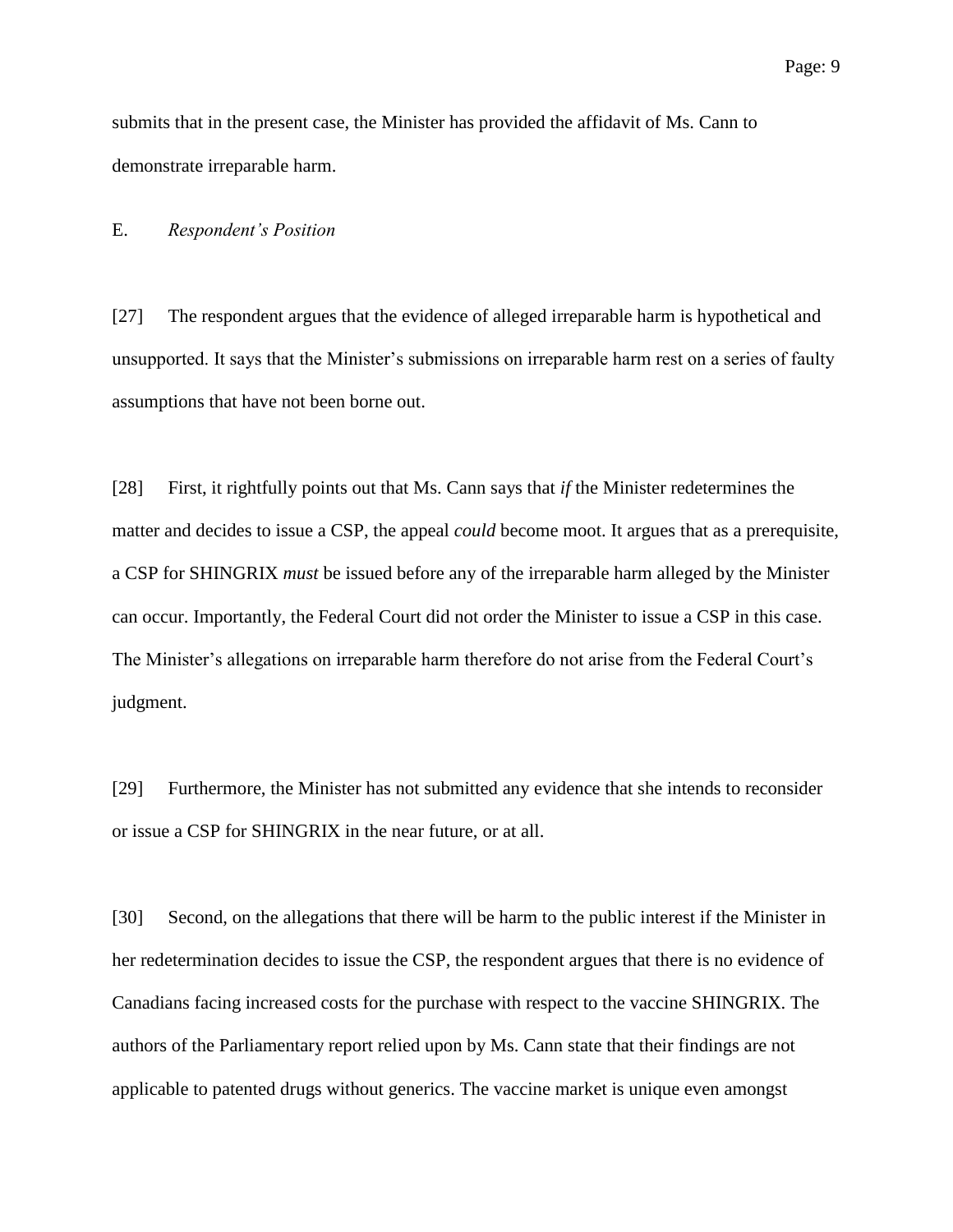submits that in the present case, the Minister has provided the affidavit of Ms. Cann to demonstrate irreparable harm.

### E. *Respondent's Position*

[27] The respondent argues that the evidence of alleged irreparable harm is hypothetical and unsupported. It says that the Minister's submissions on irreparable harm rest on a series of faulty assumptions that have not been borne out.

[28] First, it rightfully points out that Ms. Cann says that *if* the Minister redetermines the matter and decides to issue a CSP, the appeal *could* become moot. It argues that as a prerequisite, a CSP for SHINGRIX *must* be issued before any of the irreparable harm alleged by the Minister can occur. Importantly, the Federal Court did not order the Minister to issue a CSP in this case. The Minister's allegations on irreparable harm therefore do not arise from the Federal Court's judgment.

[29] Furthermore, the Minister has not submitted any evidence that she intends to reconsider or issue a CSP for SHINGRIX in the near future, or at all.

[30] Second, on the allegations that there will be harm to the public interest if the Minister in her redetermination decides to issue the CSP, the respondent argues that there is no evidence of Canadians facing increased costs for the purchase with respect to the vaccine SHINGRIX. The authors of the Parliamentary report relied upon by Ms. Cann state that their findings are not applicable to patented drugs without generics. The vaccine market is unique even amongst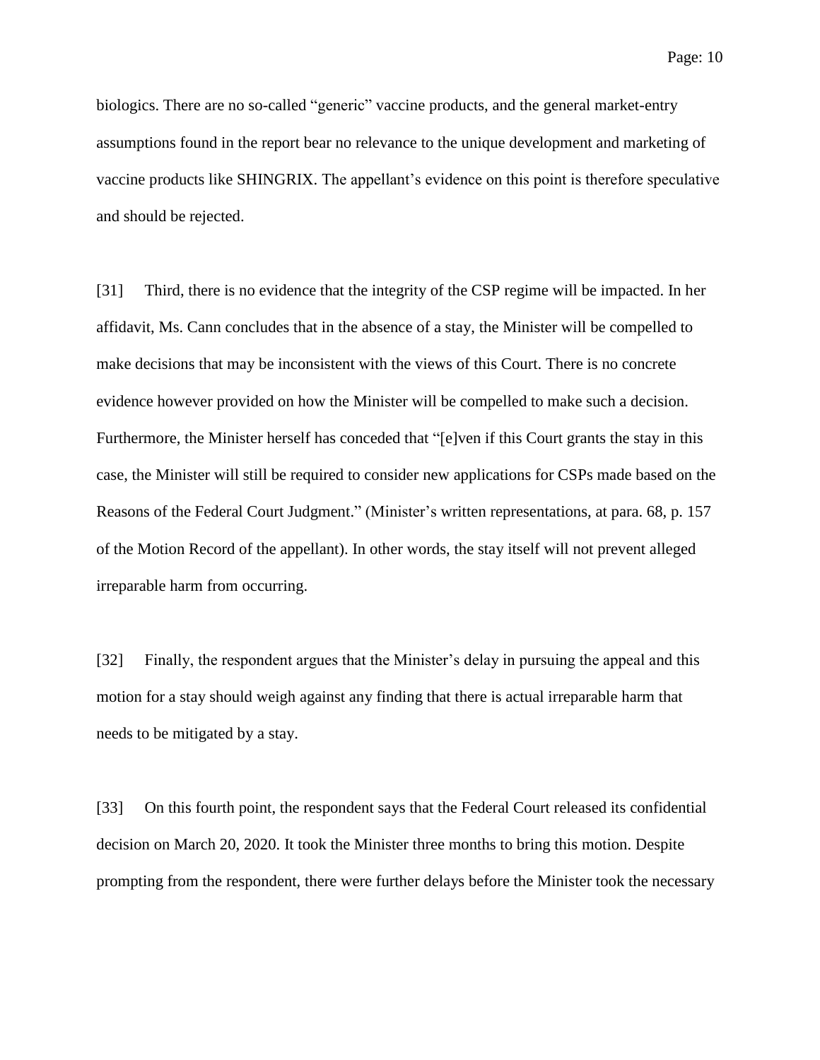biologics. There are no so-called "generic" vaccine products, and the general market-entry assumptions found in the report bear no relevance to the unique development and marketing of vaccine products like SHINGRIX. The appellant's evidence on this point is therefore speculative and should be rejected.

[31] Third, there is no evidence that the integrity of the CSP regime will be impacted. In her affidavit, Ms. Cann concludes that in the absence of a stay, the Minister will be compelled to make decisions that may be inconsistent with the views of this Court. There is no concrete evidence however provided on how the Minister will be compelled to make such a decision. Furthermore, the Minister herself has conceded that "[e]ven if this Court grants the stay in this case, the Minister will still be required to consider new applications for CSPs made based on the Reasons of the Federal Court Judgment." (Minister's written representations, at para. 68, p. 157 of the Motion Record of the appellant). In other words, the stay itself will not prevent alleged irreparable harm from occurring.

[32] Finally, the respondent argues that the Minister's delay in pursuing the appeal and this motion for a stay should weigh against any finding that there is actual irreparable harm that needs to be mitigated by a stay.

[33] On this fourth point, the respondent says that the Federal Court released its confidential decision on March 20, 2020. It took the Minister three months to bring this motion. Despite prompting from the respondent, there were further delays before the Minister took the necessary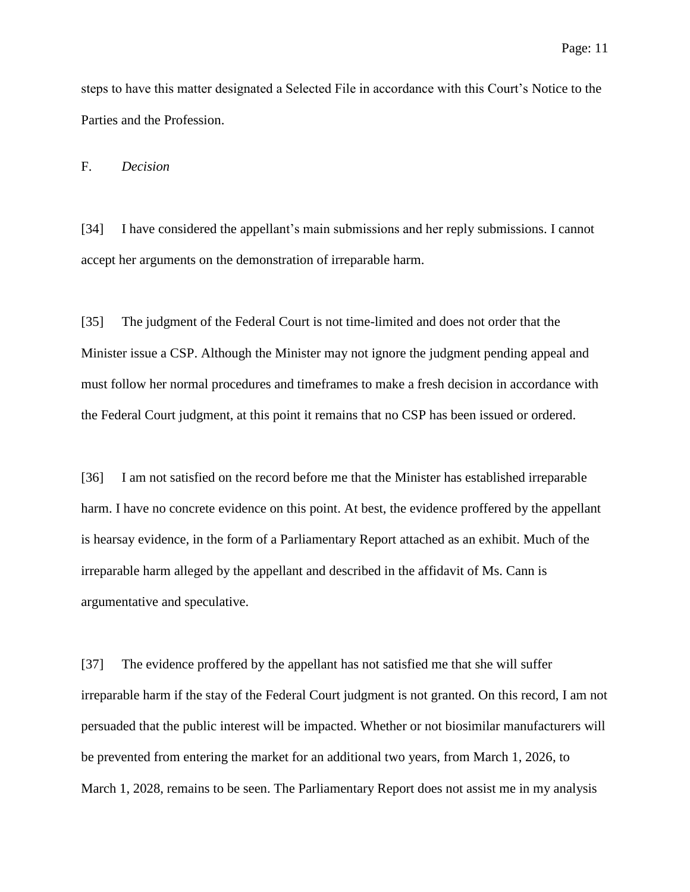steps to have this matter designated a Selected File in accordance with this Court's Notice to the Parties and the Profession.

F. *Decision*

[34] I have considered the appellant's main submissions and her reply submissions. I cannot accept her arguments on the demonstration of irreparable harm.

[35] The judgment of the Federal Court is not time-limited and does not order that the Minister issue a CSP. Although the Minister may not ignore the judgment pending appeal and must follow her normal procedures and timeframes to make a fresh decision in accordance with the Federal Court judgment, at this point it remains that no CSP has been issued or ordered.

[36] I am not satisfied on the record before me that the Minister has established irreparable harm. I have no concrete evidence on this point. At best, the evidence proffered by the appellant is hearsay evidence, in the form of a Parliamentary Report attached as an exhibit. Much of the irreparable harm alleged by the appellant and described in the affidavit of Ms. Cann is argumentative and speculative.

[37] The evidence proffered by the appellant has not satisfied me that she will suffer irreparable harm if the stay of the Federal Court judgment is not granted. On this record, I am not persuaded that the public interest will be impacted. Whether or not biosimilar manufacturers will be prevented from entering the market for an additional two years, from March 1, 2026, to March 1, 2028, remains to be seen. The Parliamentary Report does not assist me in my analysis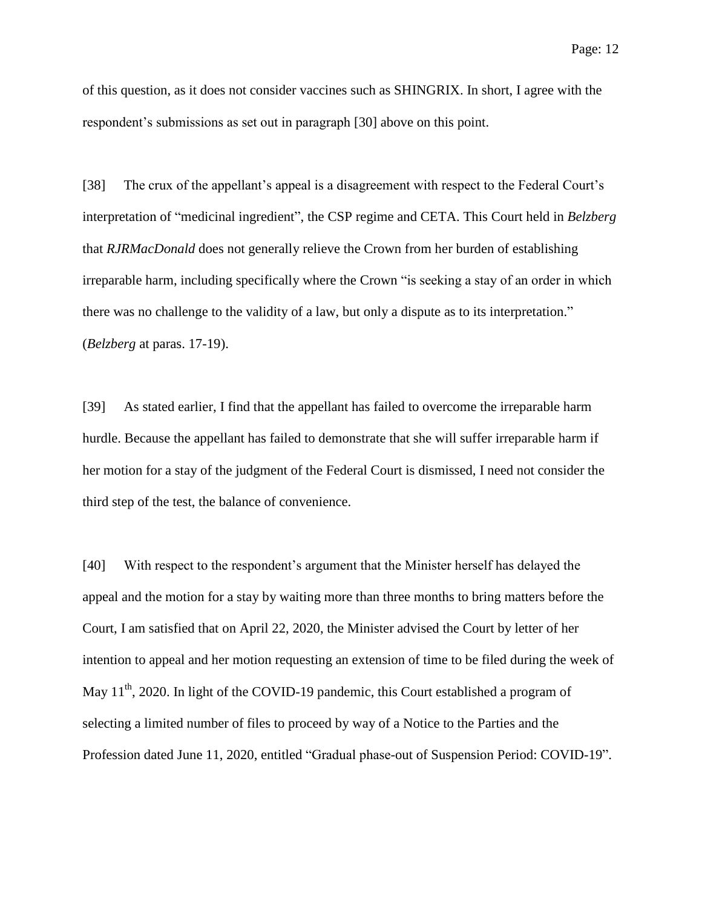of this question, as it does not consider vaccines such as SHINGRIX. In short, I agree with the respondent's submissions as set out in paragraph [30] above on this point.

[38] The crux of the appellant's appeal is a disagreement with respect to the Federal Court's interpretation of "medicinal ingredient", the CSP regime and CETA. This Court held in *Belzberg* that *RJRMacDonald* does not generally relieve the Crown from her burden of establishing irreparable harm, including specifically where the Crown "is seeking a stay of an order in which there was no challenge to the validity of a law, but only a dispute as to its interpretation." (*Belzberg* at paras. 17-19).

[39] As stated earlier, I find that the appellant has failed to overcome the irreparable harm hurdle. Because the appellant has failed to demonstrate that she will suffer irreparable harm if her motion for a stay of the judgment of the Federal Court is dismissed, I need not consider the third step of the test, the balance of convenience.

[40] With respect to the respondent's argument that the Minister herself has delayed the appeal and the motion for a stay by waiting more than three months to bring matters before the Court, I am satisfied that on April 22, 2020, the Minister advised the Court by letter of her intention to appeal and her motion requesting an extension of time to be filed during the week of May 11th, 2020. In light of the COVID-19 pandemic, this Court established a program of selecting a limited number of files to proceed by way of a Notice to the Parties and the Profession dated June 11, 2020, entitled "Gradual phase-out of Suspension Period: COVID-19".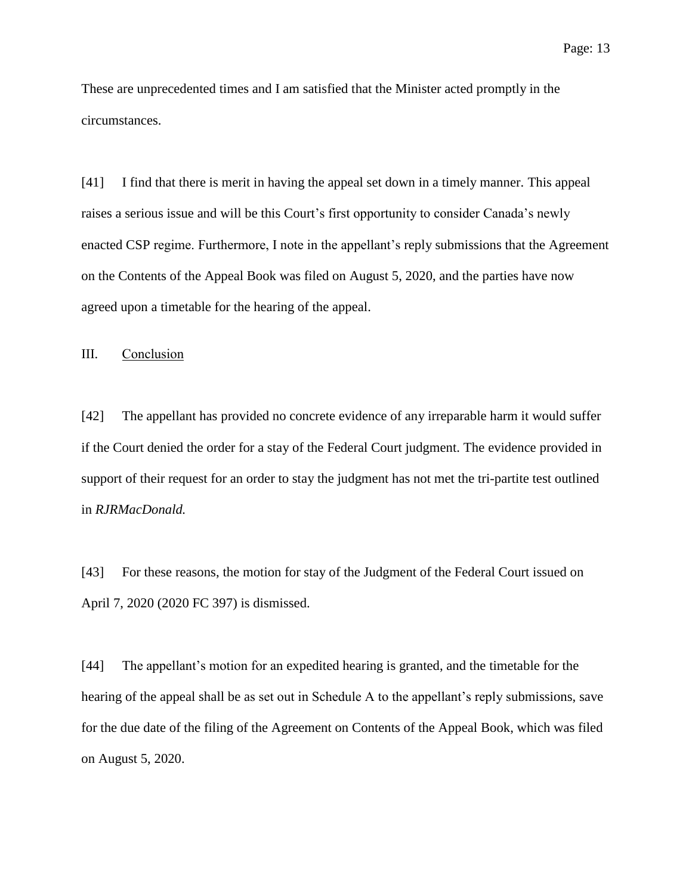These are unprecedented times and I am satisfied that the Minister acted promptly in the circumstances.

[41] I find that there is merit in having the appeal set down in a timely manner. This appeal raises a serious issue and will be this Court's first opportunity to consider Canada's newly enacted CSP regime. Furthermore, I note in the appellant's reply submissions that the Agreement on the Contents of the Appeal Book was filed on August 5, 2020, and the parties have now agreed upon a timetable for the hearing of the appeal.

## III. Conclusion

[42] The appellant has provided no concrete evidence of any irreparable harm it would suffer if the Court denied the order for a stay of the Federal Court judgment. The evidence provided in support of their request for an order to stay the judgment has not met the tri-partite test outlined in *RJRMacDonald.*

[43] For these reasons, the motion for stay of the Judgment of the Federal Court issued on April 7, 2020 (2020 FC 397) is dismissed.

[44] The appellant's motion for an expedited hearing is granted, and the timetable for the hearing of the appeal shall be as set out in Schedule A to the appellant's reply submissions, save for the due date of the filing of the Agreement on Contents of the Appeal Book, which was filed on August 5, 2020.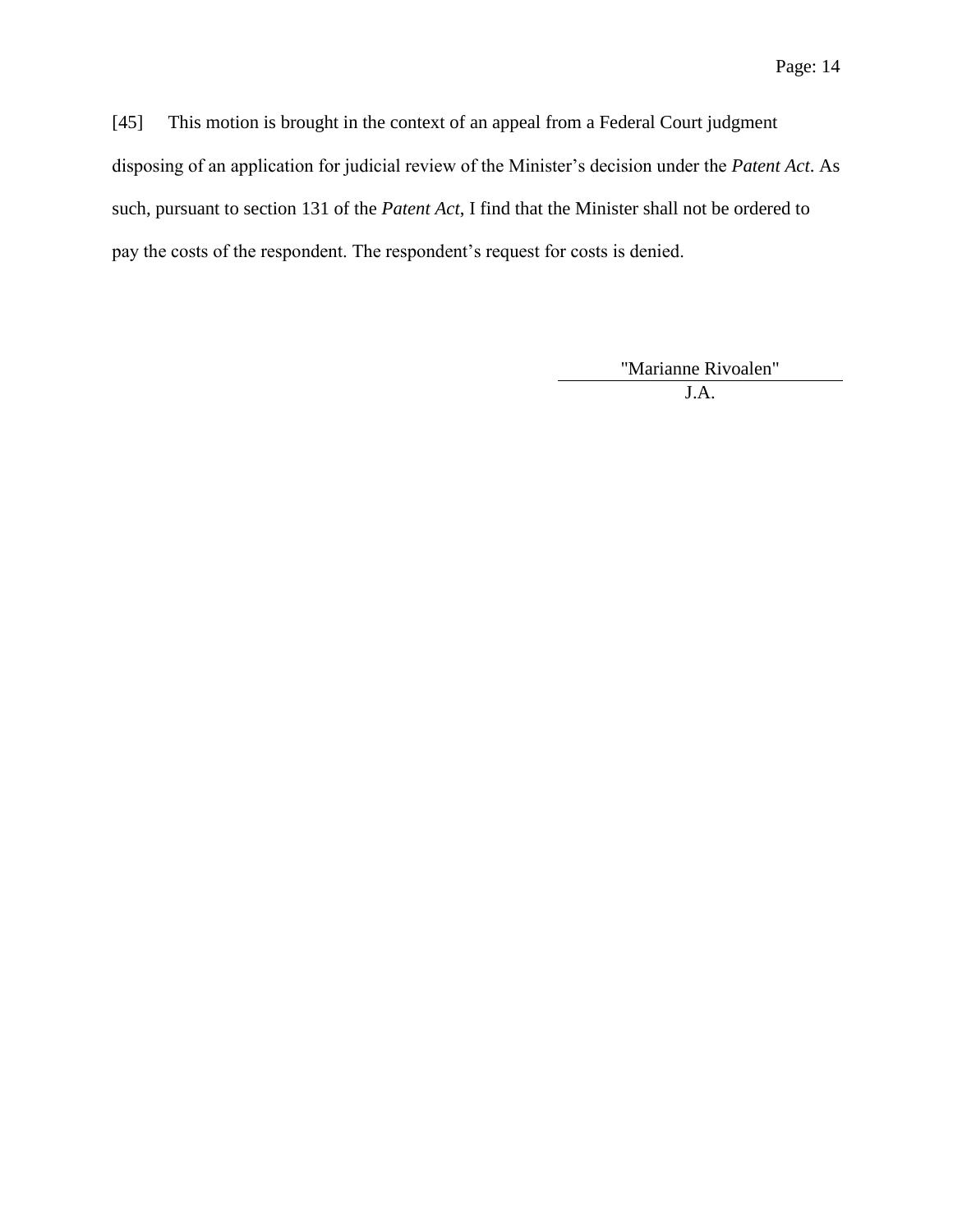[45] This motion is brought in the context of an appeal from a Federal Court judgment disposing of an application for judicial review of the Minister's decision under the *Patent Act*. As such, pursuant to section 131 of the *Patent Act*, I find that the Minister shall not be ordered to pay the costs of the respondent. The respondent's request for costs is denied.

"Marianne Rivoalen"

J.A.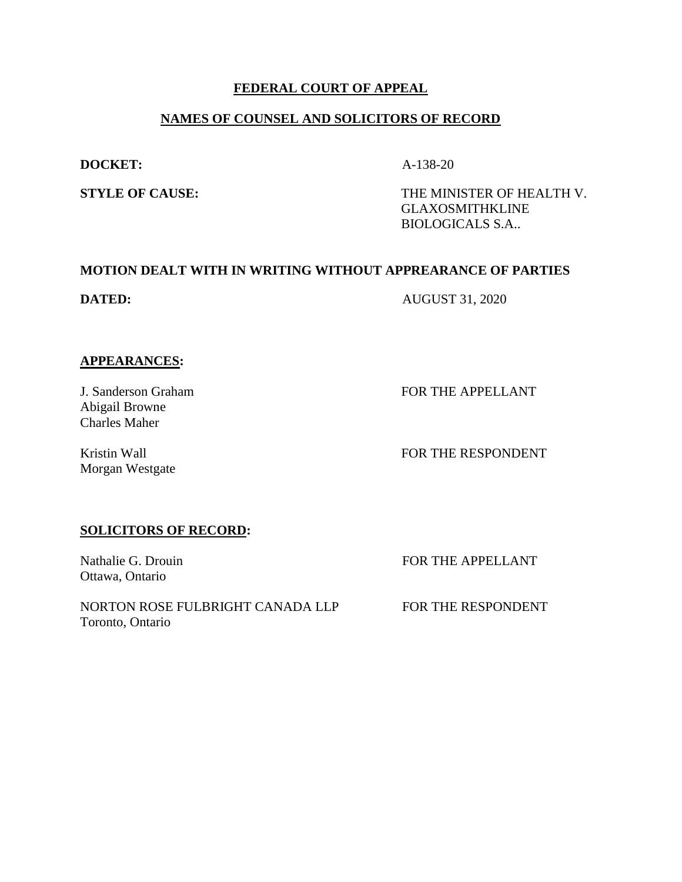# FEDERAL COURT OF APPEAL

## NAMES OF COUNSEL AND SOLICITORS OF RECORD

| | |
|---|---|
| **DOCKET:** | A-138-20 |
| **STYLE OF CAUSE:** | THE MINISTER OF HEALTH V. GLAXOSMITHKLINE BIOLOGICALS S.A.. |

**MOTION DEALT WITH IN WRITING WITHOUT APPREARANCE OF PARTIES**

| | |
|---|---|
| **DATED:** | AUGUST 31, 2020 |

**APPEARANCES:**

| | |
|---|---|
| J. Sanderson Graham<br>Abigail Browne<br>Charles Maher | FOR THE APPELLANT |
| Kristin Wall<br>Morgan Westgate | FOR THE RESPONDENT |

**SOLICITORS OF RECORD:**

| | |
|---|---|
| Nathalie G. Drouin<br>Ottawa, Ontario | FOR THE APPELLANT |
| NORTON ROSE FULBRIGHT CANADA LLP<br>Toronto, Ontario | FOR THE RESPONDENT |